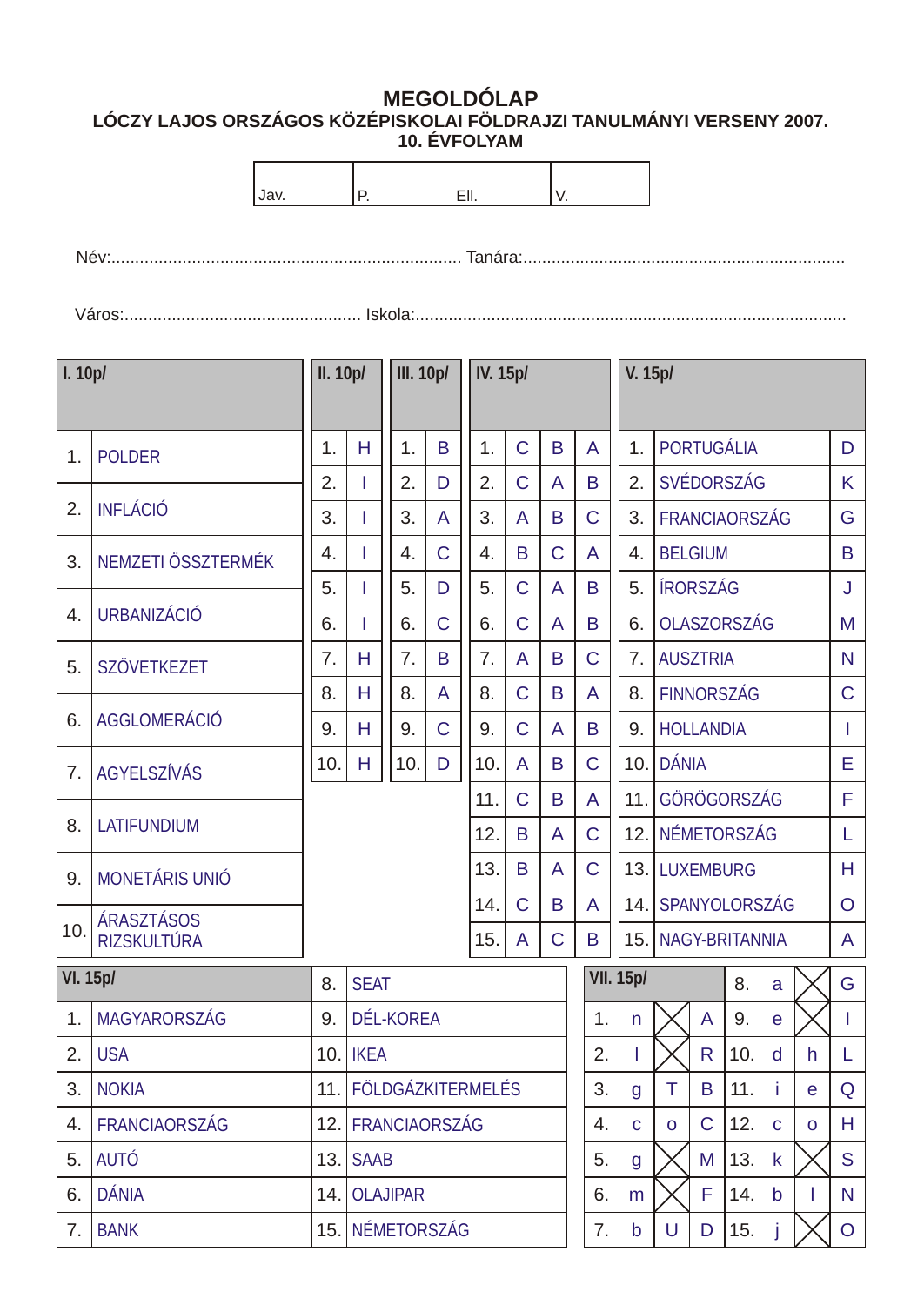# MEGOLDÓLAP

**LÓCZY LAJOS ORSZÁGOS KÖZÉPISKOLAI FÖLDRAJZI TANULMÁNYI VERSENY 2007.**
**10. ÉVFOLYAM**

| Jav. | P. | Ell. | V. |
|---|---|---|---|

Név:................................................................................ Tanára:....................................................................

Város:.................................................. Iskola:..........................................................................................

## I. 10p/

| | |
|---|---|
| 1. | POLDER |
| 2. | INFLÁCIÓ |
| 3. | NEMZETI ÖSSZTERMÉK |
| 4. | URBANIZÁCIÓ |
| 5. | SZÖVETKEZET |
| 6. | AGGLOMERÁCIÓ |
| 7. | AGYELSZÍVÁS |
| 8. | LATIFUNDIUM |
| 9. | MONETÁRIS UNIÓ |
| 10. | ÁRASZTÁSOS RIZSKULTÚRA |

## II. 10p/

| | |
|---|---|
| 1. | H |
| 2. | I |
| 3. | I |
| 4. | I |
| 5. | I |
| 6. | I |
| 7. | H |
| 8. | H |
| 9. | H |
| 10. | H |

## III. 10p/

| | |
|---|---|
| 1. | B |
| 2. | D |
| 3. | A |
| 4. | C |
| 5. | D |
| 6. | C |
| 7. | B |
| 8. | A |
| 9. | C |
| 10. | D |

## IV. 15p/

| | | | |
|---|---|---|---|
| 1. | C | B | A |
| 2. | C | A | B |
| 3. | A | B | C |
| 4. | B | C | A |
| 5. | C | A | B |
| 6. | C | A | B |
| 7. | A | B | C |
| 8. | C | B | A |
| 9. | C | A | B |
| 10. | A | B | C |
| 11. | C | B | A |
| 12. | B | A | C |
| 13. | B | A | C |
| 14. | C | B | A |
| 15. | A | C | B |

## V. 15p/

| | | |
|---|---|---|
| 1. | PORTUGÁLIA | D |
| 2. | SVÉDORSZÁG | K |
| 3. | FRANCIAORSZÁG | G |
| 4. | BELGIUM | B |
| 5. | ÍRORSZÁG | J |
| 6. | OLASZORSZÁG | M |
| 7. | AUSZTRIA | N |
| 8. | FINNORSZÁG | C |
| 9. | HOLLANDIA | I |
| 10. | DÁNIA | E |
| 11. | GÖRÖGORSZÁG | F |
| 12. | NÉMETORSZÁG | L |
| 13. | LUXEMBURG | H |
| 14. | SPANYOLORSZÁG | O |
| 15. | NAGY-BRITANNIA | A |

## VI. 15p/

| | |
|---|---|
| 1. | MAGYARORSZÁG |
| 2. | USA |
| 3. | NOKIA |
| 4. | FRANCIAORSZÁG |
| 5. | AUTÓ |
| 6. | DÁNIA |
| 7. | BANK |
| 8. | SEAT |
| 9. | DÉL-KOREA |
| 10. | IKEA |
| 11. | FÖLDGÁZKITERMELÉS |
| 12. | FRANCIAORSZÁG |
| 13. | SAAB |
| 14. | OLAJIPAR |
| 15. | NÉMETORSZÁG |

## VII. 15p/

| | | | |
|---|---|---|---|
| 1. | n | X | A |
| 2. | l | X | R |
| 3. | g | T | B |
| 4. | c | o | C |
| 5. | g | X | M |
| 6. | m | X | F |
| 7. | b | U | D |
| 8. | a | X | G |
| 9. | e | X | I |
| 10. | d | h | L |
| 11. | i | e | Q |
| 12. | c | o | H |
| 13. | k | X | S |
| 14. | b | l | N |
| 15. | j | X | O |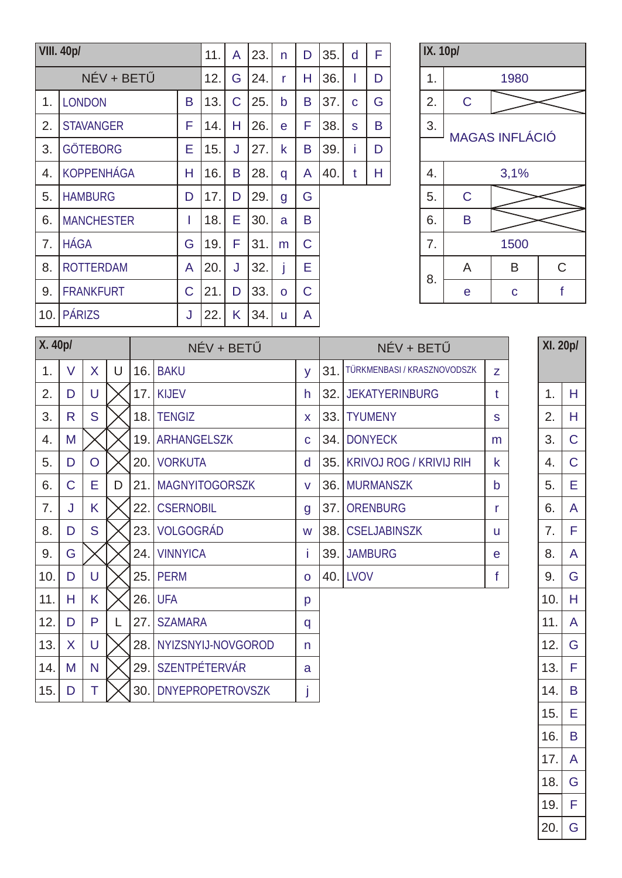## VIII. 40p/

| NÉV + BETŰ | | | | | | | | | | | |
|---|---|---|---|---|---|---|---|---|---|---|---|
| 1. | LONDON | B | 11. | A | 23. | n | D | 35. | d | F |
| 2. | STAVANGER | F | 12. | G | 24. | r | H | 36. | l | D |
| 3. | GÖTEBORG | E | 13. | C | 25. | b | B | 37. | c | G |
| 4. | KOPPENHÁGA | H | 14. | H | 26. | e | F | 38. | s | B |
| 5. | HAMBURG | D | 15. | J | 27. | k | B | 39. | i | D |
| 6. | MANCHESTER | I | 16. | B | 28. | q | A | 40. | t | H |
| 7. | HÁGA | G | 17. | D | 29. | g | G | | | |
| 8. | ROTTERDAM | A | 18. | E | 30. | a | B | | | |
| 9. | FRANKFURT | C | 19. | F | 31. | m | C | | | |
| 10. | PÁRIZS | J | 20. | J | 32. | j | E | | | |
| | | | 21. | D | 33. | o | C | | | |
| | | | 22. | K | 34. | u | A | | | |

## IX. 10p/

| | | | |
|---|---|---|---|
| 1. | 1980 | | |
| 2. | C | | |
| 3. | MAGAS INFLÁCIÓ | | |
| 4. | 3,1% | | |
| 5. | C | | |
| 6. | B | | |
| 7. | 1500 | | |
| 8. | A | B | C |
| | e | c | f |

## X. 40p/

| | | | | NÉV + BETŰ | | | NÉV + BETŰ | | |
|---|---|---|---|---|---|---|---|---|---|
| 1. | V | X | U | 16. | BAKU | y | 31. | TÜRKMENBASI / KRASZNOVODSZK | z |
| 2. | D | U | | 17. | KIJEV | h | 32. | JEKATYERINBURG | t |
| 3. | R | S | | 18. | TENGIZ | x | 33. | TYUMENY | s |
| 4. | M | | | 19. | ARHANGELSZK | c | 34. | DONYECK | m |
| 5. | D | O | | 20. | VORKUTA | d | 35. | KRIVOJ ROG / KRIVIJ RIH | k |
| 6. | C | E | D | 21. | MAGNYITOGORSZK | v | 36. | MURMANSZK | b |
| 7. | J | K | | 22. | CSERNOBIL | g | 37. | ORENBURG | r |
| 8. | D | S | | 23. | VOLGOGRÁD | w | 38. | CSELJABINSZK | u |
| 9. | G | | | 24. | VINNYICA | i | 39. | JAMBURG | e |
| 10. | D | U | | 25. | PERM | o | 40. | LVOV | f |
| 11. | H | K | | 26. | UFA | p | | | |
| 12. | D | P | L | 27. | SZAMARA | q | | | |
| 13. | X | U | | 28. | NYIZSNYIJ-NOVGOROD | n | | | |
| 14. | M | N | | 29. | SZENTPÉTERVÁR | a | | | |
| 15. | D | T | | 30. | DNYEPROPETROVSZK | j | | | |

## XI. 20p/

| | |
|---|---|
| 1. | H |
| 2. | H |
| 3. | C |
| 4. | C |
| 5. | E |
| 6. | A |
| 7. | F |
| 8. | A |
| 9. | G |
| 10. | H |
| 11. | A |
| 12. | G |
| 13. | F |
| 14. | B |
| 15. | E |
| 16. | B |
| 17. | A |
| 18. | G |
| 19. | F |
| 20. | G |